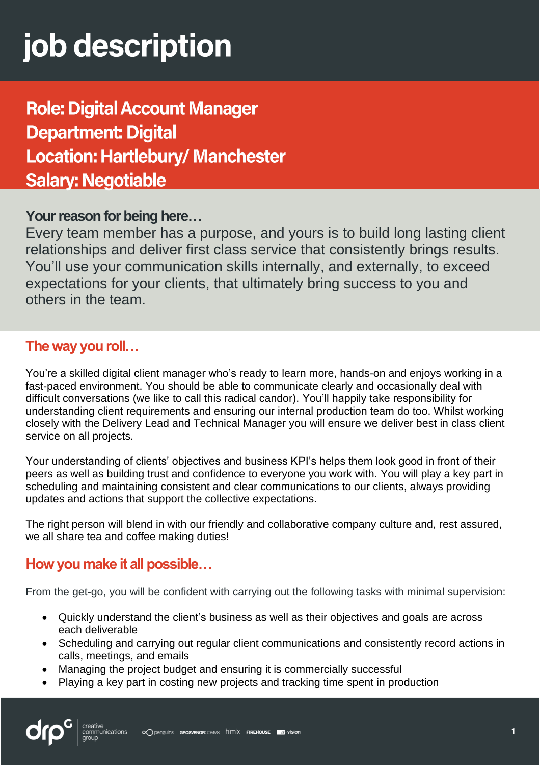# job description

## Role: Digital Account Manager
## Department: Digital
## Location: Hartlebury/ Manchester
## Salary: Negotiable

### Your reason for being here…

Every team member has a purpose, and yours is to build long lasting client relationships and deliver first class service that consistently brings results. You'll use your communication skills internally, and externally, to exceed expectations for your clients, that ultimately bring success to you and others in the team.

### The way you roll…

You're a skilled digital client manager who's ready to learn more, hands-on and enjoys working in a fast-paced environment. You should be able to communicate clearly and occasionally deal with difficult conversations (we like to call this radical candor). You'll happily take responsibility for understanding client requirements and ensuring our internal production team do too. Whilst working closely with the Delivery Lead and Technical Manager you will ensure we deliver best in class client service on all projects.

Your understanding of clients' objectives and business KPI's helps them look good in front of their peers as well as building trust and confidence to everyone you work with. You will play a key part in scheduling and maintaining consistent and clear communications to our clients, always providing updates and actions that support the collective expectations.

The right person will blend in with our friendly and collaborative company culture and, rest assured, we all share tea and coffee making duties!

### How you make it all possible…

From the get-go, you will be confident with carrying out the following tasks with minimal supervision:

- Quickly understand the client's business as well as their objectives and goals are across each deliverable
- Scheduling and carrying out regular client communications and consistently record actions in calls, meetings, and emails
- Managing the project budget and ensuring it is commercially successful
- Playing a key part in costing new projects and tracking time spent in production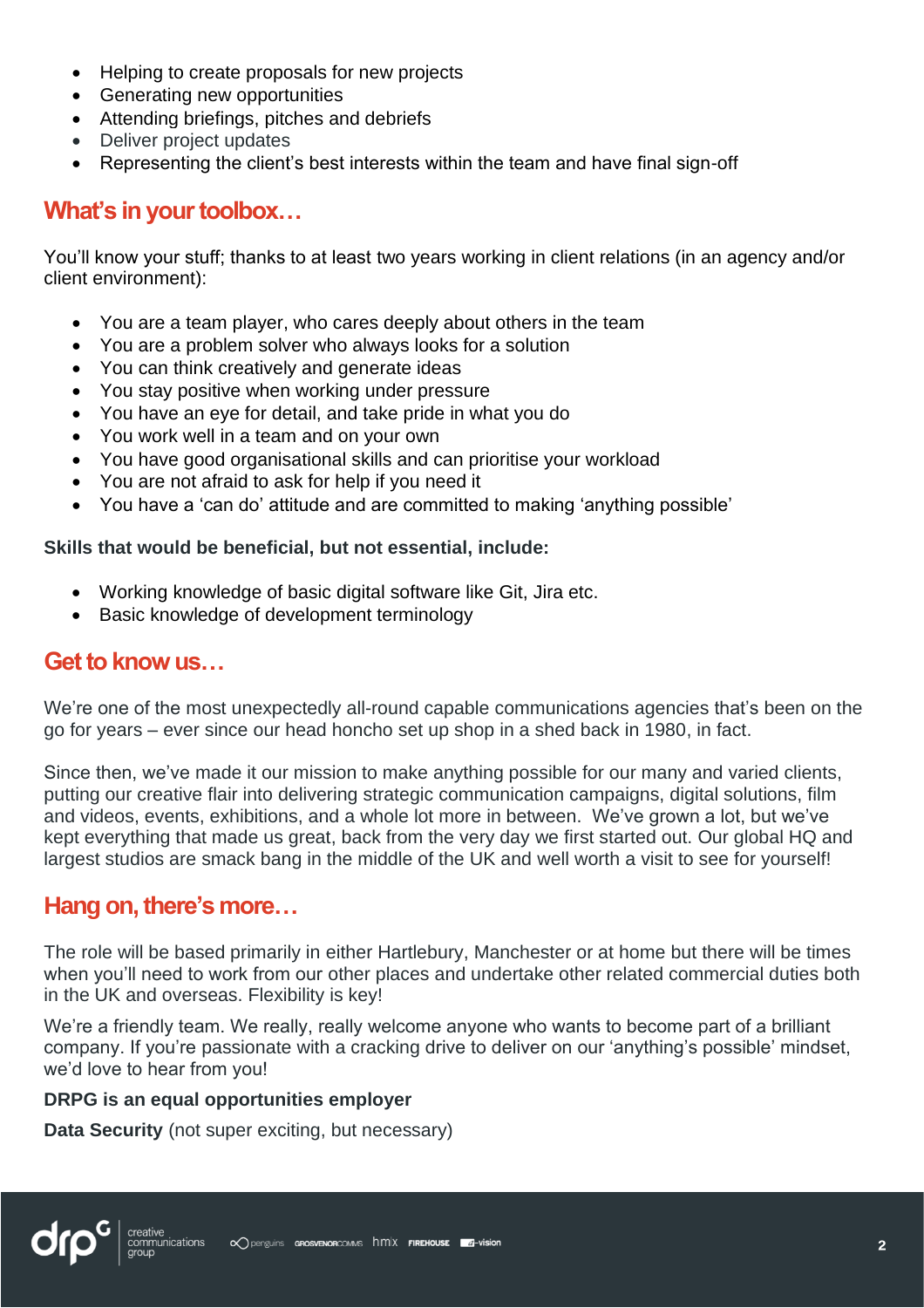- Helping to create proposals for new projects
- Generating new opportunities
- Attending briefings, pitches and debriefs
- Deliver project updates
- Representing the client's best interests within the team and have final sign-off

## What's in your toolbox…

You'll know your stuff; thanks to at least two years working in client relations (in an agency and/or client environment):

- You are a team player, who cares deeply about others in the team
- You are a problem solver who always looks for a solution
- You can think creatively and generate ideas
- You stay positive when working under pressure
- You have an eye for detail, and take pride in what you do
- You work well in a team and on your own
- You have good organisational skills and can prioritise your workload
- You are not afraid to ask for help if you need it
- You have a 'can do' attitude and are committed to making 'anything possible'

**Skills that would be beneficial, but not essential, include:**

- Working knowledge of basic digital software like Git, Jira etc.
- Basic knowledge of development terminology

## Get to know us…

We're one of the most unexpectedly all-round capable communications agencies that's been on the go for years – ever since our head honcho set up shop in a shed back in 1980, in fact.

Since then, we've made it our mission to make anything possible for our many and varied clients, putting our creative flair into delivering strategic communication campaigns, digital solutions, film and videos, events, exhibitions, and a whole lot more in between. We've grown a lot, but we've kept everything that made us great, back from the very day we first started out. Our global HQ and largest studios are smack bang in the middle of the UK and well worth a visit to see for yourself!

## Hang on, there's more…

The role will be based primarily in either Hartlebury, Manchester or at home but there will be times when you'll need to work from our other places and undertake other related commercial duties both in the UK and overseas. Flexibility is key!

We're a friendly team. We really, really welcome anyone who wants to become part of a brilliant company. If you're passionate with a cracking drive to deliver on our 'anything's possible' mindset, we'd love to hear from you!

**DRPG is an equal opportunities employer**

**Data Security** (not super exciting, but necessary)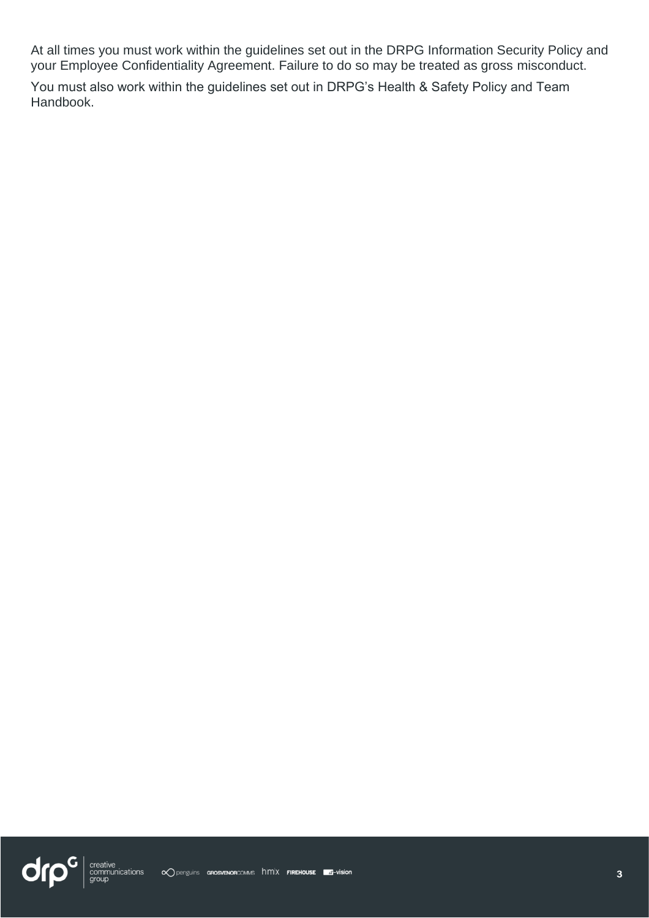At all times you must work within the guidelines set out in the DRPG Information Security Policy and your Employee Confidentiality Agreement. Failure to do so may be treated as gross misconduct.

You must also work within the guidelines set out in DRPG's Health & Safety Policy and Team Handbook.